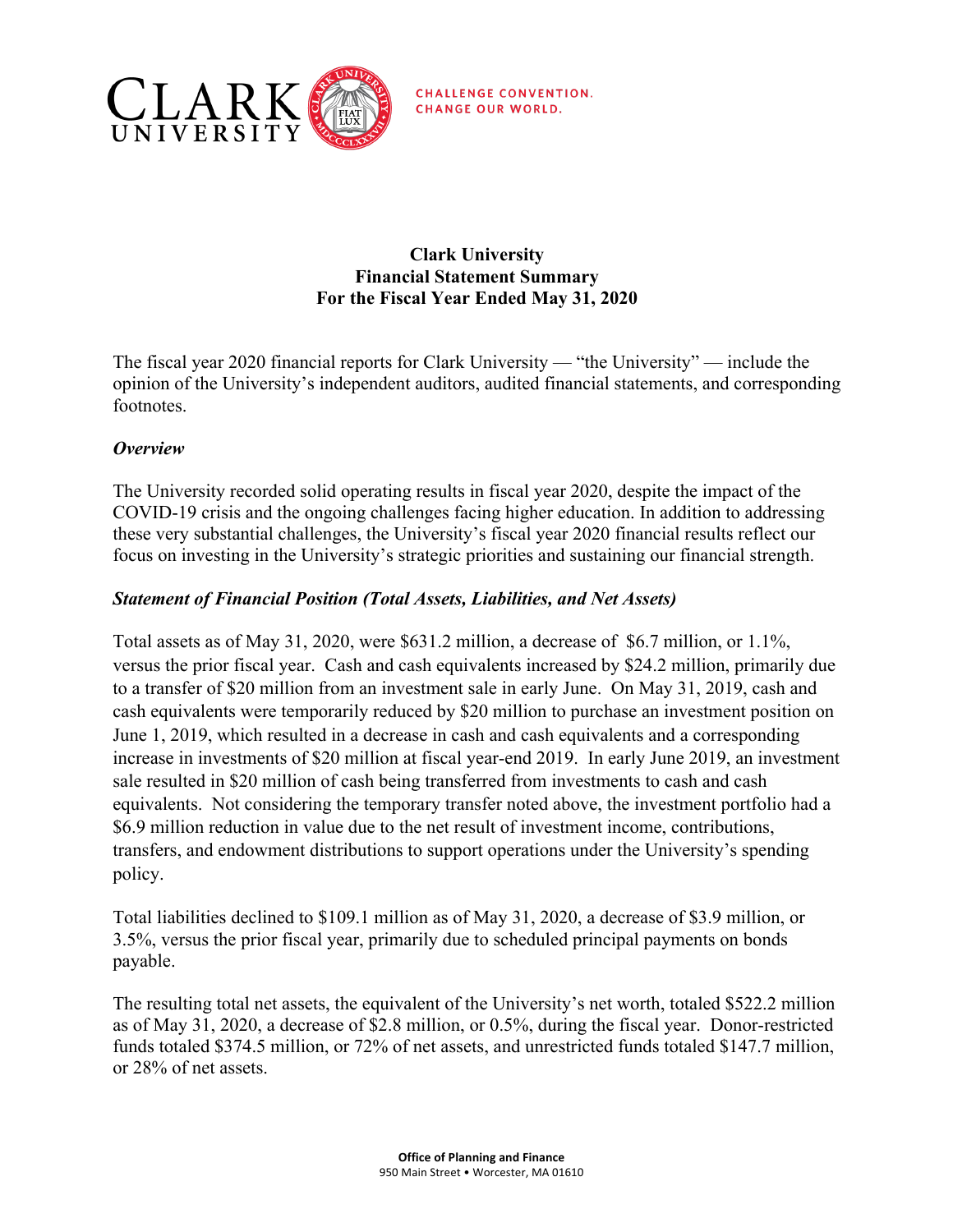# Clark University Financial Statement Summary For the Fiscal Year Ended May 31, 2020

The fiscal year 2020 financial reports for Clark University — "the University" — include the opinion of the University's independent auditors, audited financial statements, and corresponding footnotes.

### *Overview*

The University recorded solid operating results in fiscal year 2020, despite the impact of the COVID-19 crisis and the ongoing challenges facing higher education. In addition to addressing these very substantial challenges, the University's fiscal year 2020 financial results reflect our focus on investing in the University's strategic priorities and sustaining our financial strength.

### *Statement of Financial Position (Total Assets, Liabilities, and Net Assets)*

Total assets as of May 31, 2020, were $631.2 million, a decrease of $6.7 million, or 1.1%, versus the prior fiscal year. Cash and cash equivalents increased by $24.2 million, primarily due to a transfer of $20 million from an investment sale in early June. On May 31, 2019, cash and cash equivalents were temporarily reduced by $20 million to purchase an investment position on June 1, 2019, which resulted in a decrease in cash and cash equivalents and a corresponding increase in investments of $20 million at fiscal year-end 2019. In early June 2019, an investment sale resulted in $20 million of cash being transferred from investments to cash and cash equivalents. Not considering the temporary transfer noted above, the investment portfolio had a $6.9 million reduction in value due to the net result of investment income, contributions, transfers, and endowment distributions to support operations under the University's spending policy.

Total liabilities declined to $109.1 million as of May 31, 2020, a decrease of $3.9 million, or 3.5%, versus the prior fiscal year, primarily due to scheduled principal payments on bonds payable.

The resulting total net assets, the equivalent of the University's net worth, totaled $522.2 million as of May 31, 2020, a decrease of $2.8 million, or 0.5%, during the fiscal year. Donor-restricted funds totaled $374.5 million, or 72% of net assets, and unrestricted funds totaled $147.7 million, or 28% of net assets.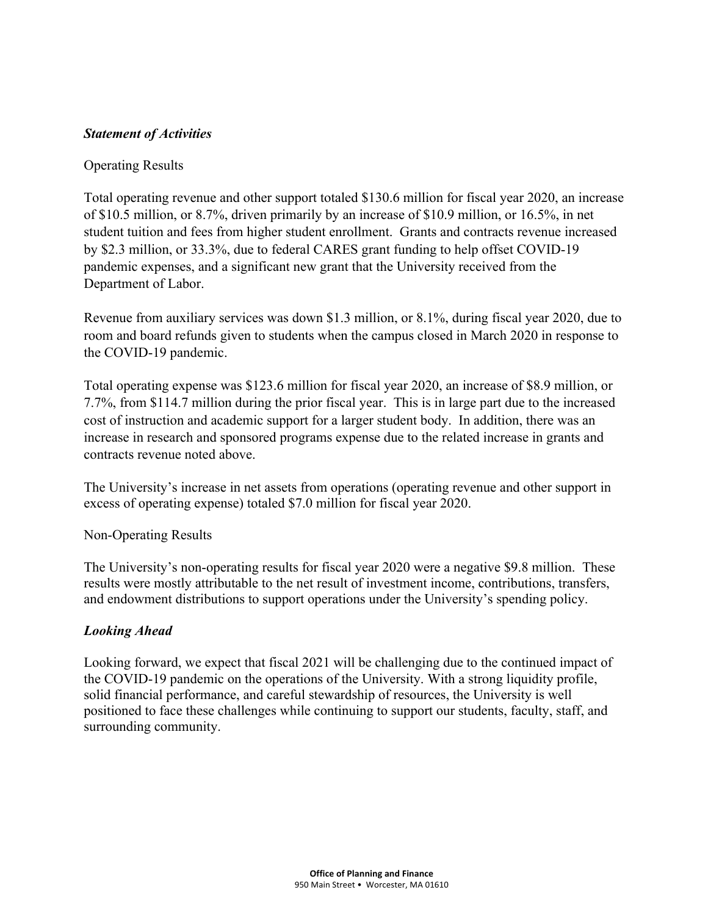### *Statement of Activities*

Operating Results

Total operating revenue and other support totaled $130.6 million for fiscal year 2020, an increase of $10.5 million, or 8.7%, driven primarily by an increase of $10.9 million, or 16.5%, in net student tuition and fees from higher student enrollment. Grants and contracts revenue increased by $2.3 million, or 33.3%, due to federal CARES grant funding to help offset COVID-19 pandemic expenses, and a significant new grant that the University received from the Department of Labor.

Revenue from auxiliary services was down $1.3 million, or 8.1%, during fiscal year 2020, due to room and board refunds given to students when the campus closed in March 2020 in response to the COVID-19 pandemic.

Total operating expense was $123.6 million for fiscal year 2020, an increase of $8.9 million, or 7.7%, from $114.7 million during the prior fiscal year. This is in large part due to the increased cost of instruction and academic support for a larger student body. In addition, there was an increase in research and sponsored programs expense due to the related increase in grants and contracts revenue noted above.

The University's increase in net assets from operations (operating revenue and other support in excess of operating expense) totaled $7.0 million for fiscal year 2020.

Non-Operating Results

The University's non-operating results for fiscal year 2020 were a negative $9.8 million. These results were mostly attributable to the net result of investment income, contributions, transfers, and endowment distributions to support operations under the University's spending policy.

### *Looking Ahead*

Looking forward, we expect that fiscal 2021 will be challenging due to the continued impact of the COVID-19 pandemic on the operations of the University. With a strong liquidity profile, solid financial performance, and careful stewardship of resources, the University is well positioned to face these challenges while continuing to support our students, faculty, staff, and surrounding community.